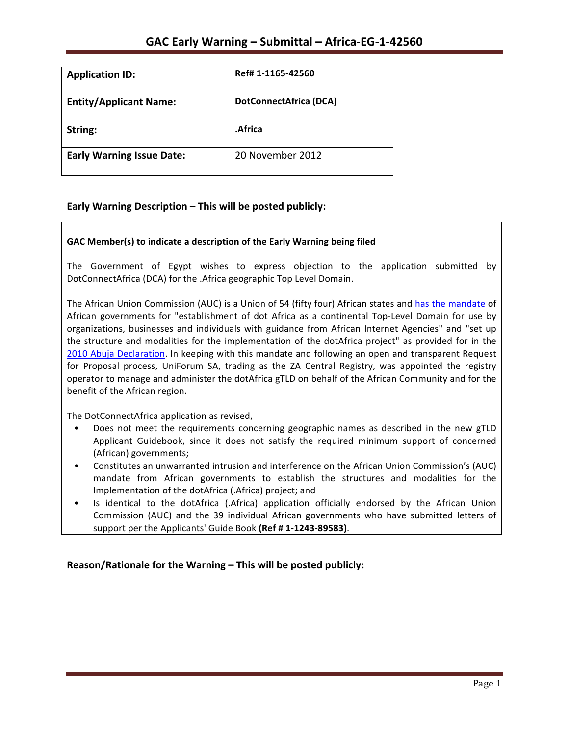# GAC Early Warning – Submittal – Africa-EG-1-42560

| Application ID: | Ref# 1-1165-42560 |
|---|---|
| Entity/Applicant Name: | DotConnectAfrica (DCA) |
| String: | .Africa |
| Early Warning Issue Date: | 20 November 2012 |

## Early Warning Description – This will be posted publicly:

**GAC Member(s) to indicate a description of the Early Warning being filed**

The Government of Egypt wishes to express objection to the application submitted by DotConnectAfrica (DCA) for the .Africa geographic Top Level Domain.

The African Union Commission (AUC) is a Union of 54 (fifty four) African states and has the mandate of African governments for "establishment of dot Africa as a continental Top-Level Domain for use by organizations, businesses and individuals with guidance from African Internet Agencies" and "set up the structure and modalities for the implementation of the dotAfrica project" as provided for in the 2010 Abuja Declaration. In keeping with this mandate and following an open and transparent Request for Proposal process, UniForum SA, trading as the ZA Central Registry, was appointed the registry operator to manage and administer the dotAfrica gTLD on behalf of the African Community and for the benefit of the African region.

The DotConnectAfrica application as revised,

- Does not meet the requirements concerning geographic names as described in the new gTLD Applicant Guidebook, since it does not satisfy the required minimum support of concerned (African) governments;
- Constitutes an unwarranted intrusion and interference on the African Union Commission's (AUC) mandate from African governments to establish the structures and modalities for the Implementation of the dotAfrica (.Africa) project; and
- Is identical to the dotAfrica (.Africa) application officially endorsed by the African Union Commission (AUC) and the 39 individual African governments who have submitted letters of support per the Applicants' Guide Book **(Ref # 1-1243-89583)**.

## Reason/Rationale for the Warning – This will be posted publicly: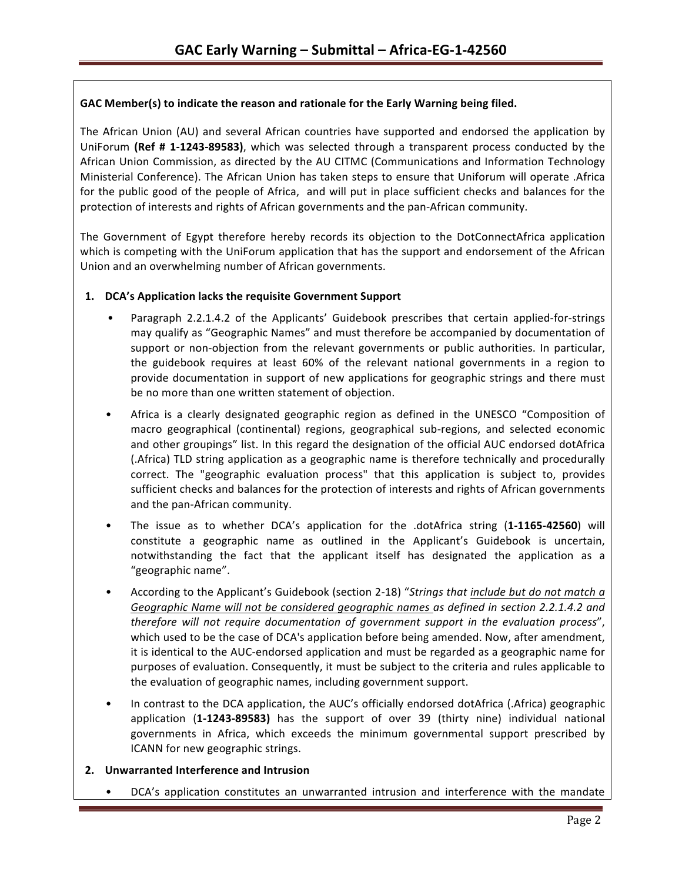**GAC Member(s) to indicate the reason and rationale for the Early Warning being filed.**

The African Union (AU) and several African countries have supported and endorsed the application by UniForum **(Ref # 1-1243-89583)**, which was selected through a transparent process conducted by the African Union Commission, as directed by the AU CITMC (Communications and Information Technology Ministerial Conference). The African Union has taken steps to ensure that Uniforum will operate .Africa for the public good of the people of Africa, and will put in place sufficient checks and balances for the protection of interests and rights of African governments and the pan-African community.

The Government of Egypt therefore hereby records its objection to the DotConnectAfrica application which is competing with the UniForum application that has the support and endorsement of the African Union and an overwhelming number of African governments.

1. **DCA's Application lacks the requisite Government Support**

   - Paragraph 2.2.1.4.2 of the Applicants' Guidebook prescribes that certain applied-for-strings may qualify as "Geographic Names" and must therefore be accompanied by documentation of support or non-objection from the relevant governments or public authorities. In particular, the guidebook requires at least 60% of the relevant national governments in a region to provide documentation in support of new applications for geographic strings and there must be no more than one written statement of objection.
   - Africa is a clearly designated geographic region as defined in the UNESCO "Composition of macro geographical (continental) regions, geographical sub-regions, and selected economic and other groupings" list. In this regard the designation of the official AUC endorsed dotAfrica (.Africa) TLD string application as a geographic name is therefore technically and procedurally correct. The "geographic evaluation process" that this application is subject to, provides sufficient checks and balances for the protection of interests and rights of African governments and the pan-African community.
   - The issue as to whether DCA's application for the .dotAfrica string (**1-1165-42560**) will constitute a geographic name as outlined in the Applicant's Guidebook is uncertain, notwithstanding the fact that the applicant itself has designated the application as a "geographic name".
   - According to the Applicant's Guidebook (section 2-18) "*Strings that include but do not match a Geographic Name will not be considered geographic names as defined in section 2.2.1.4.2 and therefore will not require documentation of government support in the evaluation process*", which used to be the case of DCA's application before being amended. Now, after amendment, it is identical to the AUC-endorsed application and must be regarded as a geographic name for purposes of evaluation. Consequently, it must be subject to the criteria and rules applicable to the evaluation of geographic names, including government support.
   - In contrast to the DCA application, the AUC's officially endorsed dotAfrica (.Africa) geographic application (**1-1243-89583)** has the support of over 39 (thirty nine) individual national governments in Africa, which exceeds the minimum governmental support prescribed by ICANN for new geographic strings.

2. **Unwarranted Interference and Intrusion**

   - DCA's application constitutes an unwarranted intrusion and interference with the mandate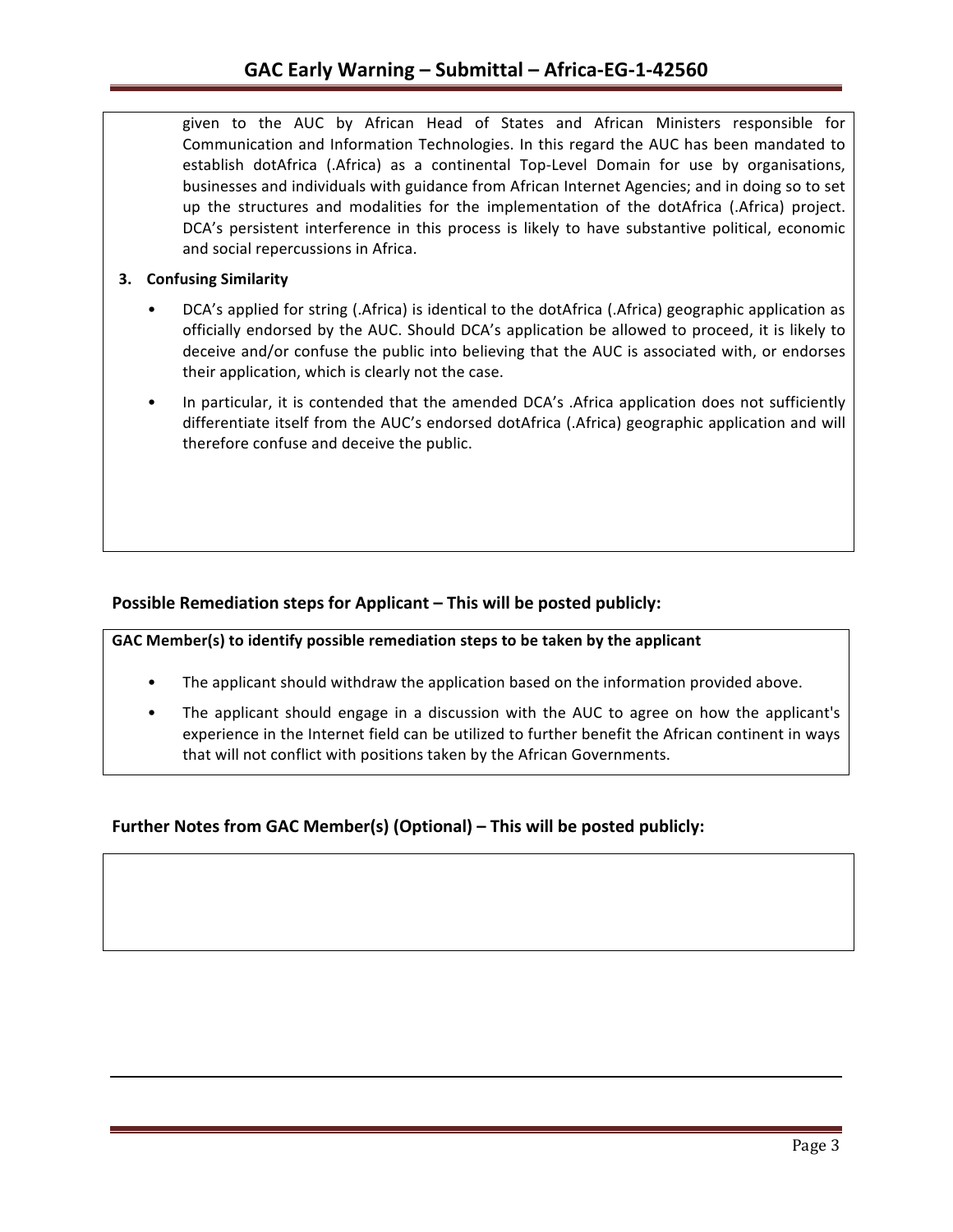given to the AUC by African Head of States and African Ministers responsible for Communication and Information Technologies. In this regard the AUC has been mandated to establish dotAfrica (.Africa) as a continental Top-Level Domain for use by organisations, businesses and individuals with guidance from African Internet Agencies; and in doing so to set up the structures and modalities for the implementation of the dotAfrica (.Africa) project. DCA's persistent interference in this process is likely to have substantive political, economic and social repercussions in Africa.

**3. Confusing Similarity**

- DCA's applied for string (.Africa) is identical to the dotAfrica (.Africa) geographic application as officially endorsed by the AUC. Should DCA's application be allowed to proceed, it is likely to deceive and/or confuse the public into believing that the AUC is associated with, or endorses their application, which is clearly not the case.
- In particular, it is contended that the amended DCA's .Africa application does not sufficiently differentiate itself from the AUC's endorsed dotAfrica (.Africa) geographic application and will therefore confuse and deceive the public.

## Possible Remediation steps for Applicant – This will be posted publicly:

**GAC Member(s) to identify possible remediation steps to be taken by the applicant**

- The applicant should withdraw the application based on the information provided above.
- The applicant should engage in a discussion with the AUC to agree on how the applicant's experience in the Internet field can be utilized to further benefit the African continent in ways that will not conflict with positions taken by the African Governments.

## Further Notes from GAC Member(s) (Optional) – This will be posted publicly: